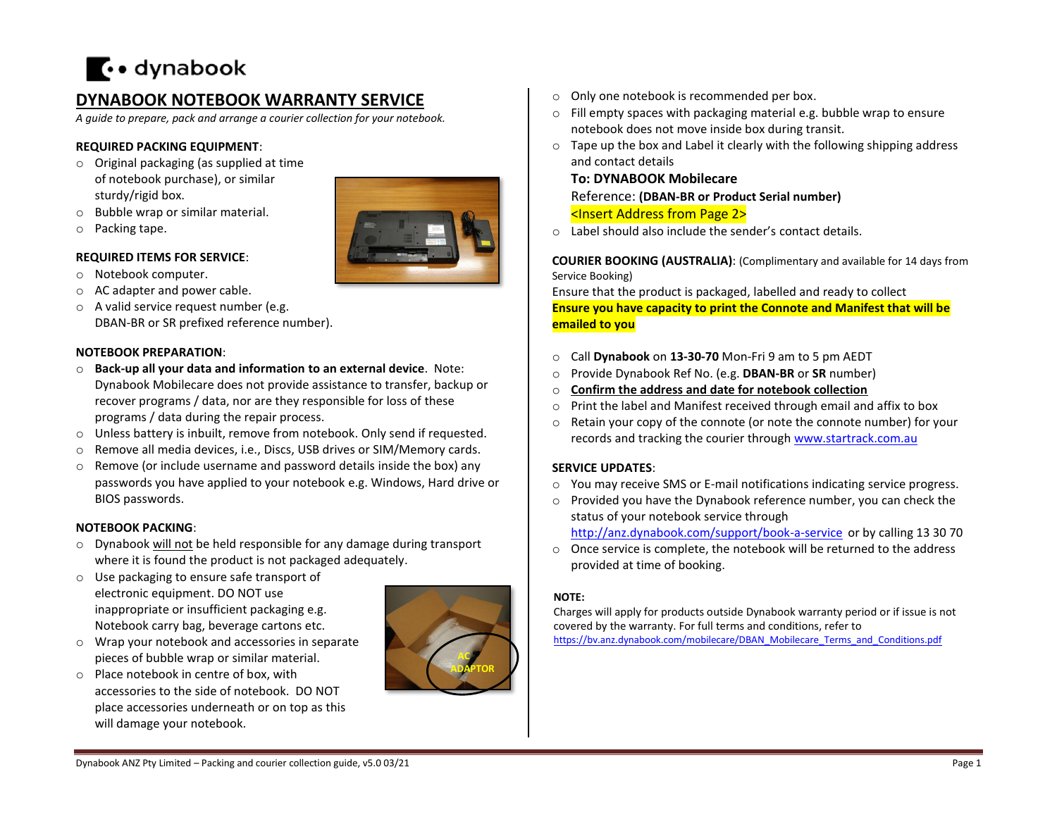# DYNABOOK NOTEBOOK WARRANTY SERVICE

*A guide to prepare, pack and arrange a courier collection for your notebook.*

**REQUIRED PACKING EQUIPMENT**:

- Original packaging (as supplied at time of notebook purchase), or similar sturdy/rigid box.
- Bubble wrap or similar material.
- Packing tape.

**REQUIRED ITEMS FOR SERVICE**:

- Notebook computer.
- AC adapter and power cable.
- A valid service request number (e.g. DBAN-BR or SR prefixed reference number).

**NOTEBOOK PREPARATION**:

- **Back-up all your data and information to an external device**. Note: Dynabook Mobilecare does not provide assistance to transfer, backup or recover programs / data, nor are they responsible for loss of these programs / data during the repair process.
- Unless battery is inbuilt, remove from notebook. Only send if requested.
- Remove all media devices, i.e., Discs, USB drives or SIM/Memory cards.
- Remove (or include username and password details inside the box) any passwords you have applied to your notebook e.g. Windows, Hard drive or BIOS passwords.

**NOTEBOOK PACKING**:

- Dynabook will not be held responsible for any damage during transport where it is found the product is not packaged adequately.
- Use packaging to ensure safe transport of electronic equipment. DO NOT use inappropriate or insufficient packaging e.g. Notebook carry bag, beverage cartons etc.
- Wrap your notebook and accessories in separate pieces of bubble wrap or similar material.
- Place notebook in centre of box, with accessories to the side of notebook. DO NOT place accessories underneath or on top as this will damage your notebook.
- Only one notebook is recommended per box.
- Fill empty spaces with packaging material e.g. bubble wrap to ensure notebook does not move inside box during transit.
- Tape up the box and Label it clearly with the following shipping address and contact details

  **To: DYNABOOK Mobilecare**

  Reference: **(DBAN-BR or Product Serial number)**

  <Insert Address from Page 2>
- Label should also include the sender's contact details.

**COURIER BOOKING (AUSTRALIA)**: (Complimentary and available for 14 days from Service Booking)

Ensure that the product is packaged, labelled and ready to collect

**Ensure you have capacity to print the Connote and Manifest that will be emailed to you**

- Call **Dynabook** on **13-30-70** Mon-Fri 9 am to 5 pm AEDT
- Provide Dynabook Ref No. (e.g. **DBAN-BR** or **SR** number)
- **Confirm the address and date for notebook collection**
- Print the label and Manifest received through email and affix to box
- Retain your copy of the connote (or note the connote number) for your records and tracking the courier through www.startrack.com.au

**SERVICE UPDATES**:

- You may receive SMS or E-mail notifications indicating service progress.
- Provided you have the Dynabook reference number, you can check the status of your notebook service through http://anz.dynabook.com/support/book-a-service or by calling 13 30 70
- Once service is complete, the notebook will be returned to the address provided at time of booking.

**NOTE:**

Charges will apply for products outside Dynabook warranty period or if issue is not covered by the warranty. For full terms and conditions, refer to https://bv.anz.dynabook.com/mobilecare/DBAN_Mobilecare_Terms_and_Conditions.pdf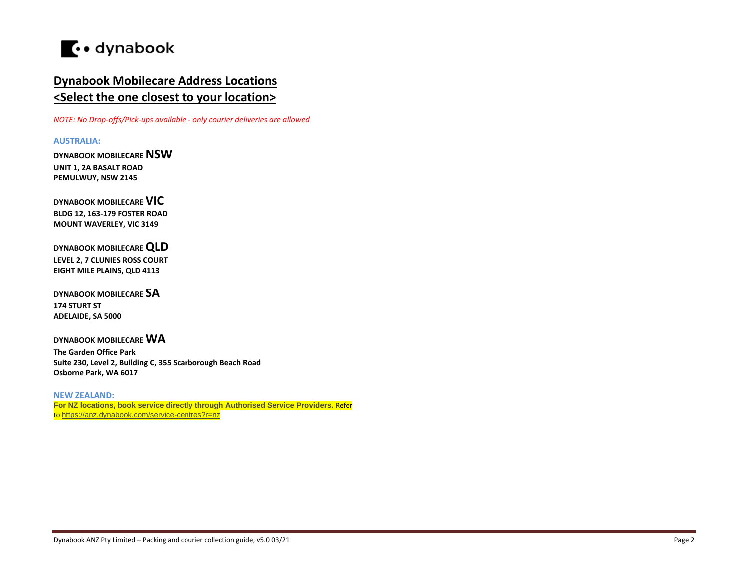dynabook

# Dynabook Mobilecare Address Locations
# <Select the one closest to your location>

*NOTE: No Drop-offs/Pick-ups available - only courier deliveries are allowed*

### AUSTRALIA:

**DYNABOOK MOBILECARE NSW**
**UNIT 1, 2A BASALT ROAD**
**PEMULWUY, NSW 2145**

**DYNABOOK MOBILECARE VIC**
**BLDG 12, 163-179 FOSTER ROAD**
**MOUNT WAVERLEY, VIC 3149**

**DYNABOOK MOBILECARE QLD**
**LEVEL 2, 7 CLUNIES ROSS COURT**
**EIGHT MILE PLAINS, QLD 4113**

**DYNABOOK MOBILECARE SA**
**174 STURT ST**
**ADELAIDE, SA 5000**

**DYNABOOK MOBILECARE WA**
**The Garden Office Park**
**Suite 230, Level 2, Building C, 355 Scarborough Beach Road**
**Osborne Park, WA 6017**

### NEW ZEALAND:

**For NZ locations, book service directly through Authorised Service Providers.** Refer to https://anz.dynabook.com/service-centres?r=nz